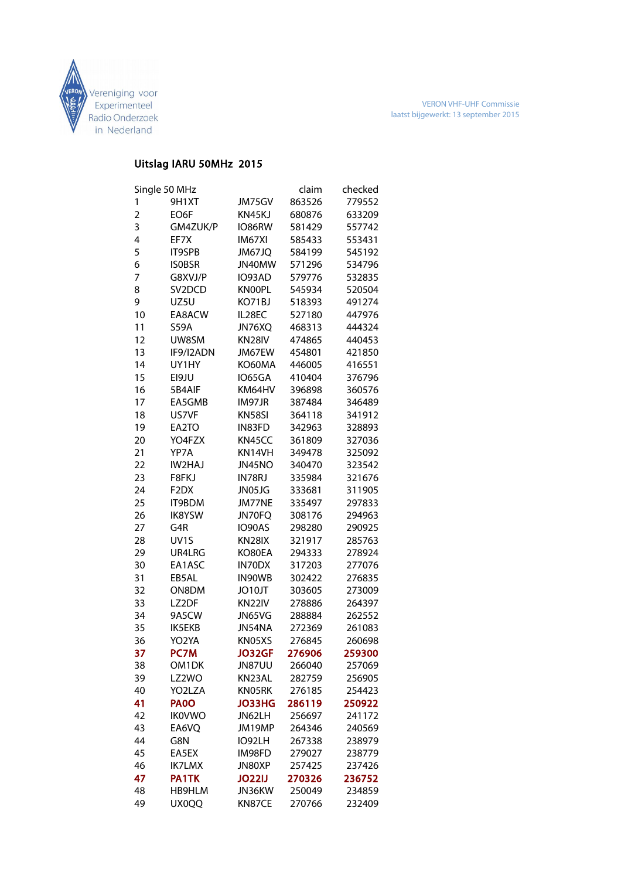Vereniging voor Experimenteel Radio Onderzoek in Nederland

VERON VHF-UHF Commissie
laatst bijgewerkt: 13 september 2015

## Uitslag IARU 50MHz 2015

| Single 50 MHz | | | claim | checked |
|---|---|---|---|---|
| 1 | 9H1XT | JM75GV | 863526 | 779552 |
| 2 | EO6F | KN45KJ | 680876 | 633209 |
| 3 | GM4ZUK/P | IO86RW | 581429 | 557742 |
| 4 | EF7X | IM67XI | 585433 | 553431 |
| 5 | IT9SPB | JM67JQ | 584199 | 545192 |
| 6 | IS0BSR | JN40MW | 571296 | 534796 |
| 7 | G8XVJ/P | IO93AD | 579776 | 532835 |
| 8 | SV2DCD | KN00PL | 545934 | 520504 |
| 9 | UZ5U | KO71BJ | 518393 | 491274 |
| 10 | EA8ACW | IL28EC | 527180 | 447976 |
| 11 | S59A | JN76XQ | 468313 | 444324 |
| 12 | UW8SM | KN28IV | 474865 | 440453 |
| 13 | IF9/I2ADN | JM67EW | 454801 | 421850 |
| 14 | UY1HY | KO60MA | 446005 | 416551 |
| 15 | EI9JU | IO65GA | 410404 | 376796 |
| 16 | 5B4AIF | KM64HV | 396898 | 360576 |
| 17 | EA5GMB | IM97JR | 387484 | 346489 |
| 18 | US7VF | KN58SI | 364118 | 341912 |
| 19 | EA2TO | IN83FD | 342963 | 328893 |
| 20 | YO4FZX | KN45CC | 361809 | 327036 |
| 21 | YP7A | KN14VH | 349478 | 325092 |
| 22 | IW2HAJ | JN45NO | 340470 | 323542 |
| 23 | F8FKJ | IN78RJ | 335984 | 321676 |
| 24 | F2DX | JN05JG | 333681 | 311905 |
| 25 | IT9BDM | JM77NE | 335497 | 297833 |
| 26 | IK8YSW | JN70FQ | 308176 | 294963 |
| 27 | G4R | IO90AS | 298280 | 290925 |
| 28 | UV1S | KN28IX | 321917 | 285763 |
| 29 | UR4LRG | KO80EA | 294333 | 278924 |
| 30 | EA1ASC | IN70DX | 317203 | 277076 |
| 31 | EB5AL | IN90WB | 302422 | 276835 |
| 32 | ON8DM | JO10JT | 303605 | 273009 |
| 33 | LZ2DF | KN22IV | 278886 | 264397 |
| 34 | 9A5CW | JN65VG | 288884 | 262552 |
| 35 | IK5EKB | JN54NA | 272369 | 261083 |
| 36 | YO2YA | KN05XS | 276845 | 260698 |
| **37** | **PC7M** | **JO32GF** | **276906** | **259300** |
| 38 | OM1DK | JN87UU | 266040 | 257069 |
| 39 | LZ2WO | KN23AL | 282759 | 256905 |
| 40 | YO2LZA | KN05RK | 276185 | 254423 |
| **41** | **PA0O** | **JO33HG** | **286119** | **250922** |
| 42 | IK0VWO | JN62LH | 256697 | 241172 |
| 43 | EA6VQ | JM19MP | 264346 | 240569 |
| 44 | G8N | IO92LH | 267338 | 238979 |
| 45 | EA5EX | IM98FD | 279027 | 238779 |
| 46 | IK7LMX | JN80XP | 257425 | 237426 |
| **47** | **PA1TK** | **JO22IJ** | **270326** | **236752** |
| 48 | HB9HLM | JN36KW | 250049 | 234859 |
| 49 | UX0QQ | KN87CE | 270766 | 232409 |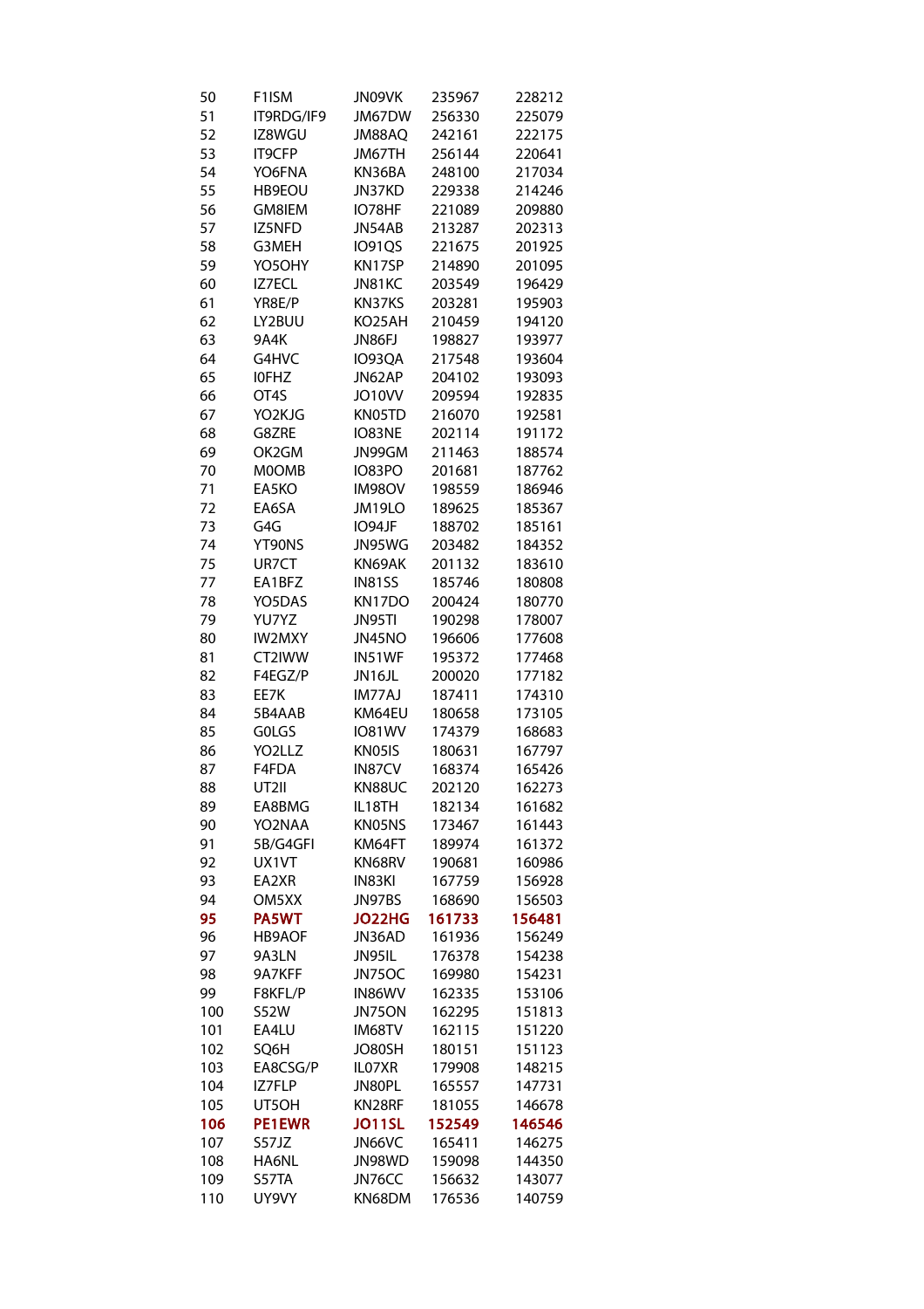| | | | | |
|---|---|---|---|---|
| 50 | F1ISM | JN09VK | 235967 | 228212 |
| 51 | IT9RDG/IF9 | JM67DW | 256330 | 225079 |
| 52 | IZ8WGU | JM88AQ | 242161 | 222175 |
| 53 | IT9CFP | JM67TH | 256144 | 220641 |
| 54 | YO6FNA | KN36BA | 248100 | 217034 |
| 55 | HB9EOU | JN37KD | 229338 | 214246 |
| 56 | GM8IEM | IO78HF | 221089 | 209880 |
| 57 | IZ5NFD | JN54AB | 213287 | 202313 |
| 58 | G3MEH | IO91QS | 221675 | 201925 |
| 59 | YO5OHY | KN17SP | 214890 | 201095 |
| 60 | IZ7ECL | JN81KC | 203549 | 196429 |
| 61 | YR8E/P | KN37KS | 203281 | 195903 |
| 62 | LY2BUU | KO25AH | 210459 | 194120 |
| 63 | 9A4K | JN86FJ | 198827 | 193977 |
| 64 | G4HVC | IO93QA | 217548 | 193604 |
| 65 | I0FHZ | JN62AP | 204102 | 193093 |
| 66 | OT4S | JO10VV | 209594 | 192835 |
| 67 | YO2KJG | KN05TD | 216070 | 192581 |
| 68 | G8ZRE | IO83NE | 202114 | 191172 |
| 69 | OK2GM | JN99GM | 211463 | 188574 |
| 70 | M0OMB | IO83PO | 201681 | 187762 |
| 71 | EA5KO | IM98OV | 198559 | 186946 |
| 72 | EA6SA | JM19LO | 189625 | 185367 |
| 73 | G4G | IO94JF | 188702 | 185161 |
| 74 | YT90NS | JN95WG | 203482 | 184352 |
| 75 | UR7CT | KN69AK | 201132 | 183610 |
| 77 | EA1BFZ | IN81SS | 185746 | 180808 |
| 78 | YO5DAS | KN17DO | 200424 | 180770 |
| 79 | YU7YZ | JN95TI | 190298 | 178007 |
| 80 | IW2MXY | JN45NO | 196606 | 177608 |
| 81 | CT2IWW | IN51WF | 195372 | 177468 |
| 82 | F4EGZ/P | JN16JL | 200020 | 177182 |
| 83 | EE7K | IM77AJ | 187411 | 174310 |
| 84 | 5B4AAB | KM64EU | 180658 | 173105 |
| 85 | G0LGS | IO81WV | 174379 | 168683 |
| 86 | YO2LLZ | KN05IS | 180631 | 167797 |
| 87 | F4FDA | IN87CV | 168374 | 165426 |
| 88 | UT2II | KN88UC | 202120 | 162273 |
| 89 | EA8BMG | IL18TH | 182134 | 161682 |
| 90 | YO2NAA | KN05NS | 173467 | 161443 |
| 91 | 5B/G4GFI | KM64FT | 189974 | 161372 |
| 92 | UX1VT | KN68RV | 190681 | 160986 |
| 93 | EA2XR | IN83KI | 167759 | 156928 |
| 94 | OM5XX | JN97BS | 168690 | 156503 |
| **95** | **PA5WT** | **JO22HG** | **161733** | **156481** |
| 96 | HB9AOF | JN36AD | 161936 | 156249 |
| 97 | 9A3LN | JN95IL | 176378 | 154238 |
| 98 | 9A7KFF | JN75OC | 169980 | 154231 |
| 99 | F8KFL/P | IN86WV | 162335 | 153106 |
| 100 | S52W | JN75ON | 162295 | 151813 |
| 101 | EA4LU | IM68TV | 162115 | 151220 |
| 102 | SQ6H | JO80SH | 180151 | 151123 |
| 103 | EA8CSG/P | IL07XR | 179908 | 148215 |
| 104 | IZ7FLP | JN80PL | 165557 | 147731 |
| 105 | UT5OH | KN28RF | 181055 | 146678 |
| **106** | **PE1EWR** | **JO11SL** | **152549** | **146546** |
| 107 | S57JZ | JN66VC | 165411 | 146275 |
| 108 | HA6NL | JN98WD | 159098 | 144350 |
| 109 | S57TA | JN76CC | 156632 | 143077 |
| 110 | UY9VY | KN68DM | 176536 | 140759 |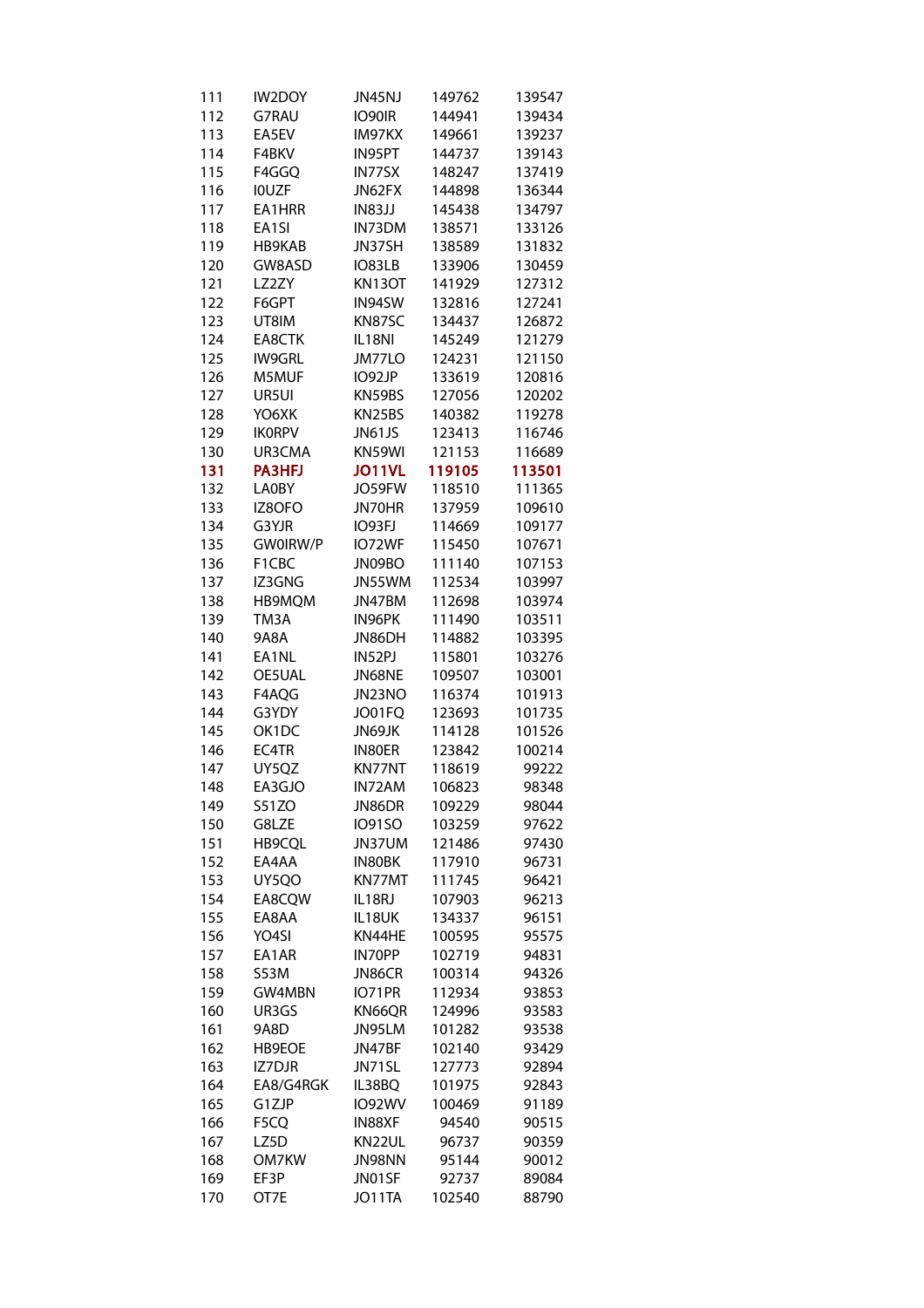| | | | | |
|---|---|---|---|---|
| 111 | IW2DOY | JN45NJ | 149762 | 139547 |
| 112 | G7RAU | IO90IR | 144941 | 139434 |
| 113 | EA5EV | IM97KX | 149661 | 139237 |
| 114 | F4BKV | IN95PT | 144737 | 139143 |
| 115 | F4GGQ | IN77SX | 148247 | 137419 |
| 116 | I0UZF | JN62FX | 144898 | 136344 |
| 117 | EA1HRR | IN83JJ | 145438 | 134797 |
| 118 | EA1SI | IN73DM | 138571 | 133126 |
| 119 | HB9KAB | JN37SH | 138589 | 131832 |
| 120 | GW8ASD | IO83LB | 133906 | 130459 |
| 121 | LZ2ZY | KN13OT | 141929 | 127312 |
| 122 | F6GPT | IN94SW | 132816 | 127241 |
| 123 | UT8IM | KN87SC | 134437 | 126872 |
| 124 | EA8CTK | IL18NI | 145249 | 121279 |
| 125 | IW9GRL | JM77LO | 124231 | 121150 |
| 126 | M5MUF | IO92JP | 133619 | 120816 |
| 127 | UR5UI | KN59BS | 127056 | 120202 |
| 128 | YO6XK | KN25BS | 140382 | 119278 |
| 129 | IK0RPV | JN61JS | 123413 | 116746 |
| 130 | UR3CMA | KN59WI | 121153 | 116689 |
| **131** | **PA3HFJ** | **JO11VL** | **119105** | **113501** |
| 132 | LA0BY | JO59FW | 118510 | 111365 |
| 133 | IZ8OFO | JN70HR | 137959 | 109610 |
| 134 | G3YJR | IO93FJ | 114669 | 109177 |
| 135 | GW0IRW/P | IO72WF | 115450 | 107671 |
| 136 | F1CBC | JN09BO | 111140 | 107153 |
| 137 | IZ3GNG | JN55WM | 112534 | 103997 |
| 138 | HB9MQM | JN47BM | 112698 | 103974 |
| 139 | TM3A | IN96PK | 111490 | 103511 |
| 140 | 9A8A | JN86DH | 114882 | 103395 |
| 141 | EA1NL | IN52PJ | 115801 | 103276 |
| 142 | OE5UAL | JN68NE | 109507 | 103001 |
| 143 | F4AQG | JN23NO | 116374 | 101913 |
| 144 | G3YDY | JO01FQ | 123693 | 101735 |
| 145 | OK1DC | JN69JK | 114128 | 101526 |
| 146 | EC4TR | IN80ER | 123842 | 100214 |
| 147 | UY5QZ | KN77NT | 118619 | 99222 |
| 148 | EA3GJO | IN72AM | 106823 | 98348 |
| 149 | S51ZO | JN86DR | 109229 | 98044 |
| 150 | G8LZE | IO91SO | 103259 | 97622 |
| 151 | HB9CQL | JN37UM | 121486 | 97430 |
| 152 | EA4AA | IN80BK | 117910 | 96731 |
| 153 | UY5QO | KN77MT | 111745 | 96421 |
| 154 | EA8CQW | IL18RJ | 107903 | 96213 |
| 155 | EA8AA | IL18UK | 134337 | 96151 |
| 156 | YO4SI | KN44HE | 100595 | 95575 |
| 157 | EA1AR | IN70PP | 102719 | 94831 |
| 158 | S53M | JN86CR | 100314 | 94326 |
| 159 | GW4MBN | IO71PR | 112934 | 93853 |
| 160 | UR3GS | KN66QR | 124996 | 93583 |
| 161 | 9A8D | JN95LM | 101282 | 93538 |
| 162 | HB9EOE | JN47BF | 102140 | 93429 |
| 163 | IZ7DJR | JN71SL | 127773 | 92894 |
| 164 | EA8/G4RGK | IL38BQ | 101975 | 92843 |
| 165 | G1ZJP | IO92WV | 100469 | 91189 |
| 166 | F5CQ | IN88XF | 94540 | 90515 |
| 167 | LZ5D | KN22UL | 96737 | 90359 |
| 168 | OM7KW | JN98NN | 95144 | 90012 |
| 169 | EF3P | JN01SF | 92737 | 89084 |
| 170 | OT7E | JO11TA | 102540 | 88790 |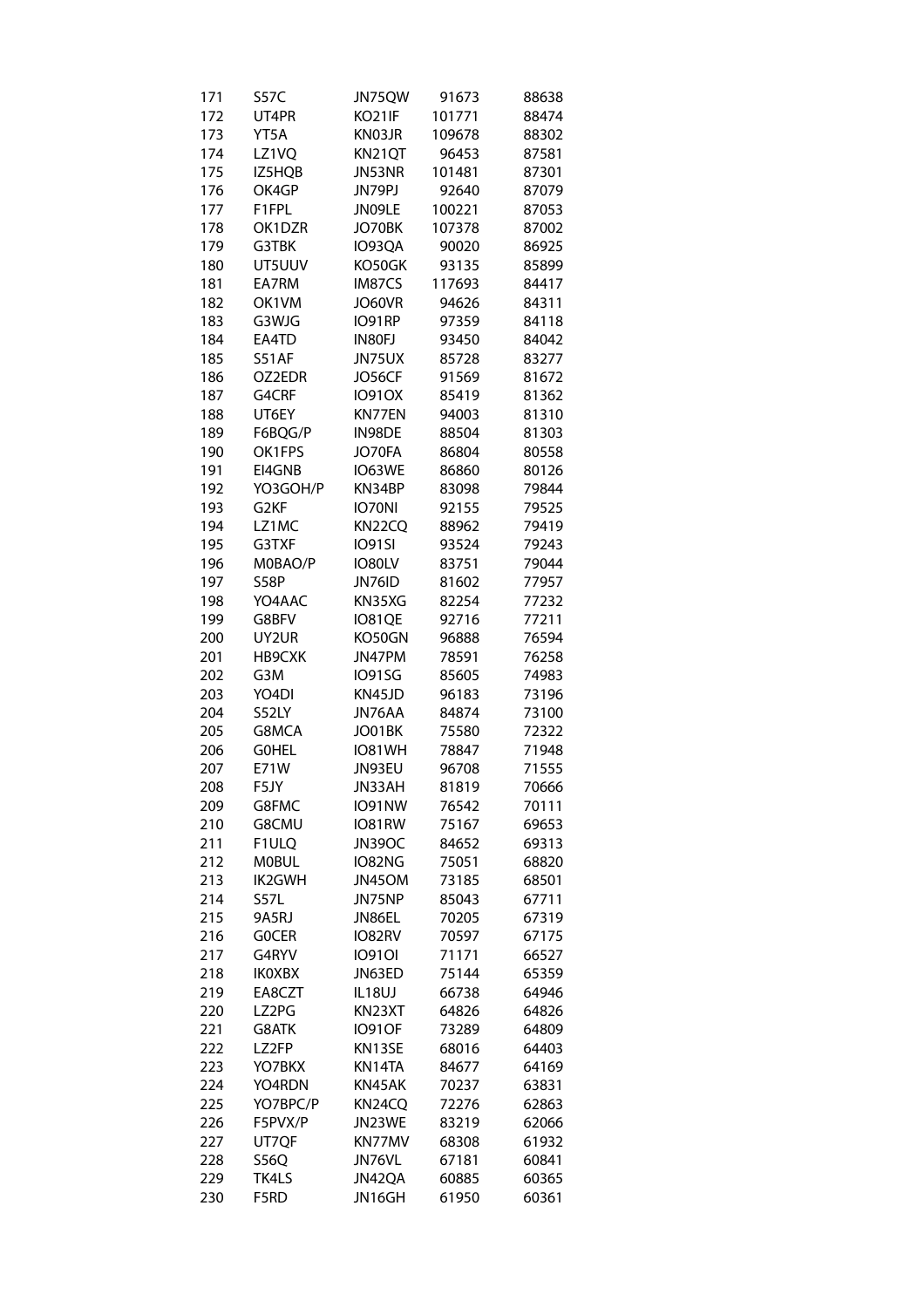| | | | | |
|---|---|---|---|---|
| 171 | S57C | JN75QW | 91673 | 88638 |
| 172 | UT4PR | KO21IF | 101771 | 88474 |
| 173 | YT5A | KN03JR | 109678 | 88302 |
| 174 | LZ1VQ | KN21QT | 96453 | 87581 |
| 175 | IZ5HQB | JN53NR | 101481 | 87301 |
| 176 | OK4GP | JN79PJ | 92640 | 87079 |
| 177 | F1FPL | JN09LE | 100221 | 87053 |
| 178 | OK1DZR | JO70BK | 107378 | 87002 |
| 179 | G3TBK | IO93QA | 90020 | 86925 |
| 180 | UT5UUV | KO50GK | 93135 | 85899 |
| 181 | EA7RM | IM87CS | 117693 | 84417 |
| 182 | OK1VM | JO60VR | 94626 | 84311 |
| 183 | G3WJG | IO91RP | 97359 | 84118 |
| 184 | EA4TD | IN80FJ | 93450 | 84042 |
| 185 | S51AF | JN75UX | 85728 | 83277 |
| 186 | OZ2EDR | JO56CF | 91569 | 81672 |
| 187 | G4CRF | IO91OX | 85419 | 81362 |
| 188 | UT6EY | KN77EN | 94003 | 81310 |
| 189 | F6BQG/P | IN98DE | 88504 | 81303 |
| 190 | OK1FPS | JO70FA | 86804 | 80558 |
| 191 | EI4GNB | IO63WE | 86860 | 80126 |
| 192 | YO3GOH/P | KN34BP | 83098 | 79844 |
| 193 | G2KF | IO70NI | 92155 | 79525 |
| 194 | LZ1MC | KN22CQ | 88962 | 79419 |
| 195 | G3TXF | IO91SI | 93524 | 79243 |
| 196 | M0BAO/P | IO80LV | 83751 | 79044 |
| 197 | S58P | JN76ID | 81602 | 77957 |
| 198 | YO4AAC | KN35XG | 82254 | 77232 |
| 199 | G8BFV | IO81QE | 92716 | 77211 |
| 200 | UY2UR | KO50GN | 96888 | 76594 |
| 201 | HB9CXK | JN47PM | 78591 | 76258 |
| 202 | G3M | IO91SG | 85605 | 74983 |
| 203 | YO4DI | KN45JD | 96183 | 73196 |
| 204 | S52LY | JN76AA | 84874 | 73100 |
| 205 | G8MCA | JO01BK | 75580 | 72322 |
| 206 | G0HEL | IO81WH | 78847 | 71948 |
| 207 | E71W | JN93EU | 96708 | 71555 |
| 208 | F5JY | JN33AH | 81819 | 70666 |
| 209 | G8FMC | IO91NW | 76542 | 70111 |
| 210 | G8CMU | IO81RW | 75167 | 69653 |
| 211 | F1ULQ | JN39OC | 84652 | 69313 |
| 212 | M0BUL | IO82NG | 75051 | 68820 |
| 213 | IK2GWH | JN45OM | 73185 | 68501 |
| 214 | S57L | JN75NP | 85043 | 67711 |
| 215 | 9A5RJ | JN86EL | 70205 | 67319 |
| 216 | G0CER | IO82RV | 70597 | 67175 |
| 217 | G4RYV | IO91OI | 71171 | 66527 |
| 218 | IK0XBX | JN63ED | 75144 | 65359 |
| 219 | EA8CZT | IL18UJ | 66738 | 64946 |
| 220 | LZ2PG | KN23XT | 64826 | 64826 |
| 221 | G8ATK | IO91OF | 73289 | 64809 |
| 222 | LZ2FP | KN13SE | 68016 | 64403 |
| 223 | YO7BKX | KN14TA | 84677 | 64169 |
| 224 | YO4RDN | KN45AK | 70237 | 63831 |
| 225 | YO7BPC/P | KN24CQ | 72276 | 62863 |
| 226 | F5PVX/P | JN23WE | 83219 | 62066 |
| 227 | UT7QF | KN77MV | 68308 | 61932 |
| 228 | S56Q | JN76VL | 67181 | 60841 |
| 229 | TK4LS | JN42QA | 60885 | 60365 |
| 230 | F5RD | JN16GH | 61950 | 60361 |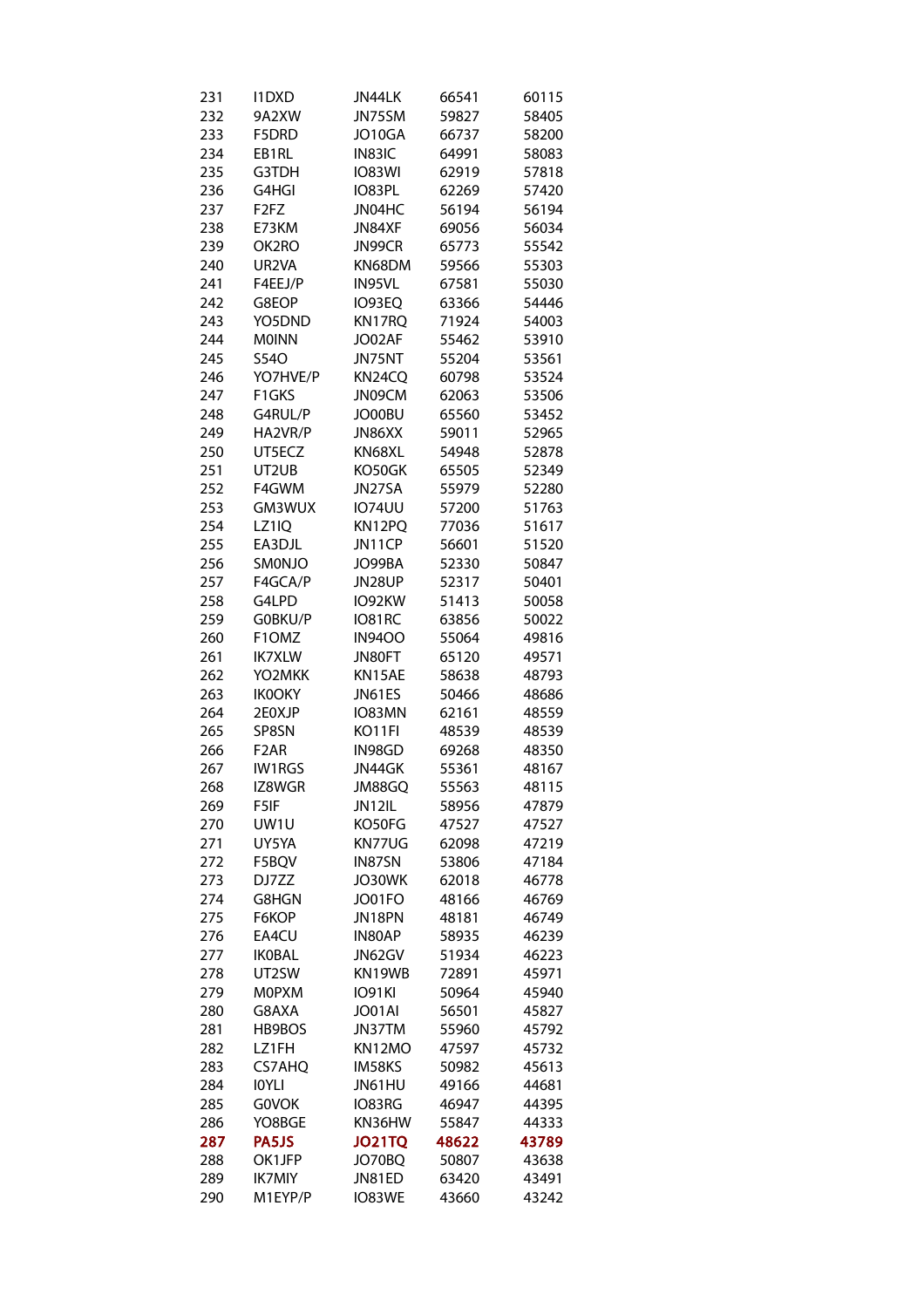| | | | | |
|---|---|---|---|---|
| 231 | I1DXD | JN44LK | 66541 | 60115 |
| 232 | 9A2XW | JN75SM | 59827 | 58405 |
| 233 | F5DRD | JO10GA | 66737 | 58200 |
| 234 | EB1RL | IN83IC | 64991 | 58083 |
| 235 | G3TDH | IO83WI | 62919 | 57818 |
| 236 | G4HGI | IO83PL | 62269 | 57420 |
| 237 | F2FZ | JN04HC | 56194 | 56194 |
| 238 | E73KM | JN84XF | 69056 | 56034 |
| 239 | OK2RO | JN99CR | 65773 | 55542 |
| 240 | UR2VA | KN68DM | 59566 | 55303 |
| 241 | F4EEJ/P | IN95VL | 67581 | 55030 |
| 242 | G8EOP | IO93EQ | 63366 | 54446 |
| 243 | YO5DND | KN17RQ | 71924 | 54003 |
| 244 | M0INN | JO02AF | 55462 | 53910 |
| 245 | S54O | JN75NT | 55204 | 53561 |
| 246 | YO7HVE/P | KN24CQ | 60798 | 53524 |
| 247 | F1GKS | JN09CM | 62063 | 53506 |
| 248 | G4RUL/P | JO00BU | 65560 | 53452 |
| 249 | HA2VR/P | JN86XX | 59011 | 52965 |
| 250 | UT5ECZ | KN68XL | 54948 | 52878 |
| 251 | UT2UB | KO50GK | 65505 | 52349 |
| 252 | F4GWM | JN27SA | 55979 | 52280 |
| 253 | GM3WUX | IO74UU | 57200 | 51763 |
| 254 | LZ1IQ | KN12PQ | 77036 | 51617 |
| 255 | EA3DJL | JN11CP | 56601 | 51520 |
| 256 | SM0NJO | JO99BA | 52330 | 50847 |
| 257 | F4GCA/P | JN28UP | 52317 | 50401 |
| 258 | G4LPD | IO92KW | 51413 | 50058 |
| 259 | G0BKU/P | IO81RC | 63856 | 50022 |
| 260 | F1OMZ | IN94OO | 55064 | 49816 |
| 261 | IK7XLW | JN80FT | 65120 | 49571 |
| 262 | YO2MKK | KN15AE | 58638 | 48793 |
| 263 | IK0OKY | JN61ES | 50466 | 48686 |
| 264 | 2E0XJP | IO83MN | 62161 | 48559 |
| 265 | SP8SN | KO11FI | 48539 | 48539 |
| 266 | F2AR | IN98GD | 69268 | 48350 |
| 267 | IW1RGS | JN44GK | 55361 | 48167 |
| 268 | IZ8WGR | JM88GQ | 55563 | 48115 |
| 269 | F5IF | JN12IL | 58956 | 47879 |
| 270 | UW1U | KO50FG | 47527 | 47527 |
| 271 | UY5YA | KN77UG | 62098 | 47219 |
| 272 | F5BQV | IN87SN | 53806 | 47184 |
| 273 | DJ7ZZ | JO30WK | 62018 | 46778 |
| 274 | G8HGN | JO01FO | 48166 | 46769 |
| 275 | F6KOP | JN18PN | 48181 | 46749 |
| 276 | EA4CU | IN80AP | 58935 | 46239 |
| 277 | IK0BAL | JN62GV | 51934 | 46223 |
| 278 | UT2SW | KN19WB | 72891 | 45971 |
| 279 | M0PXM | IO91KI | 50964 | 45940 |
| 280 | G8AXA | JO01AI | 56501 | 45827 |
| 281 | HB9BOS | JN37TM | 55960 | 45792 |
| 282 | LZ1FH | KN12MO | 47597 | 45732 |
| 283 | CS7AHQ | IM58KS | 50982 | 45613 |
| 284 | I0YLI | JN61HU | 49166 | 44681 |
| 285 | G0VOK | IO83RG | 46947 | 44395 |
| 286 | YO8BGE | KN36HW | 55847 | 44333 |
| **287** | **PA5JS** | **JO21TQ** | **48622** | **43789** |
| 288 | OK1JFP | JO70BQ | 50807 | 43638 |
| 289 | IK7MIY | JN81ED | 63420 | 43491 |
| 290 | M1EYP/P | IO83WE | 43660 | 43242 |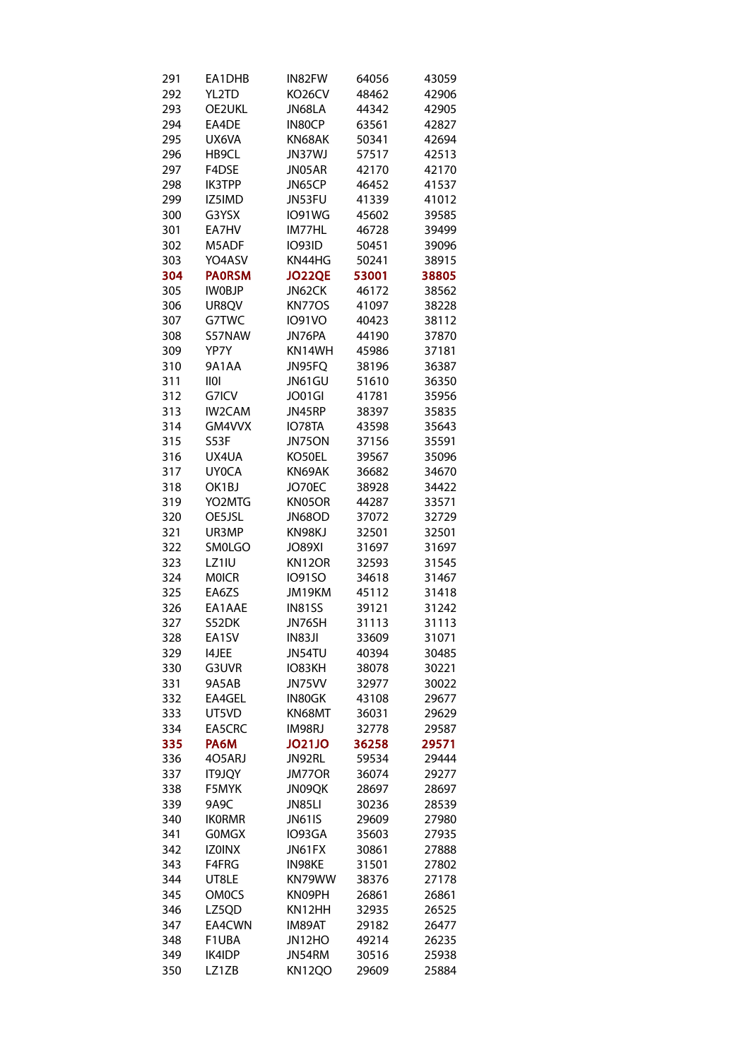| | | | | |
|---|---|---|---|---|
| 291 | EA1DHB | IN82FW | 64056 | 43059 |
| 292 | YL2TD | KO26CV | 48462 | 42906 |
| 293 | OE2UKL | JN68LA | 44342 | 42905 |
| 294 | EA4DE | IN80CP | 63561 | 42827 |
| 295 | UX6VA | KN68AK | 50341 | 42694 |
| 296 | HB9CL | JN37WJ | 57517 | 42513 |
| 297 | F4DSE | JN05AR | 42170 | 42170 |
| 298 | IK3TPP | JN65CP | 46452 | 41537 |
| 299 | IZ5IMD | JN53FU | 41339 | 41012 |
| 300 | G3YSX | IO91WG | 45602 | 39585 |
| 301 | EA7HV | IM77HL | 46728 | 39499 |
| 302 | M5ADF | IO93ID | 50451 | 39096 |
| 303 | YO4ASV | KN44HG | 50241 | 38915 |
| **304** | **PA0RSM** | **JO22QE** | **53001** | **38805** |
| 305 | IW0BJP | JN62CK | 46172 | 38562 |
| 306 | UR8QV | KN77OS | 41097 | 38228 |
| 307 | G7TWC | IO91VO | 40423 | 38112 |
| 308 | S57NAW | JN76PA | 44190 | 37870 |
| 309 | YP7Y | KN14WH | 45986 | 37181 |
| 310 | 9A1AA | JN95FQ | 38196 | 36387 |
| 311 | II0I | JN61GU | 51610 | 36350 |
| 312 | G7ICV | JO01GI | 41781 | 35956 |
| 313 | IW2CAM | JN45RP | 38397 | 35835 |
| 314 | GM4VVX | IO78TA | 43598 | 35643 |
| 315 | S53F | JN75ON | 37156 | 35591 |
| 316 | UX4UA | KO50EL | 39567 | 35096 |
| 317 | UY0CA | KN69AK | 36682 | 34670 |
| 318 | OK1BJ | JO70EC | 38928 | 34422 |
| 319 | YO2MTG | KN05OR | 44287 | 33571 |
| 320 | OE5JSL | JN68OD | 37072 | 32729 |
| 321 | UR3MP | KN98KJ | 32501 | 32501 |
| 322 | SM0LGO | JO89XI | 31697 | 31697 |
| 323 | LZ1IU | KN12OR | 32593 | 31545 |
| 324 | M0ICR | IO91SO | 34618 | 31467 |
| 325 | EA6ZS | JM19KM | 45112 | 31418 |
| 326 | EA1AAE | IN81SS | 39121 | 31242 |
| 327 | S52DK | JN76SH | 31113 | 31113 |
| 328 | EA1SV | IN83JI | 33609 | 31071 |
| 329 | I4JEE | JN54TU | 40394 | 30485 |
| 330 | G3UVR | IO83KH | 38078 | 30221 |
| 331 | 9A5AB | JN75VV | 32977 | 30022 |
| 332 | EA4GEL | IN80GK | 43108 | 29677 |
| 333 | UT5VD | KN68MT | 36031 | 29629 |
| 334 | EA5CRC | IM98RJ | 32778 | 29587 |
| **335** | **PA6M** | **JO21JO** | **36258** | **29571** |
| 336 | 4O5ARJ | JN92RL | 59534 | 29444 |
| 337 | IT9JQY | JM77OR | 36074 | 29277 |
| 338 | F5MYK | JN09QK | 28697 | 28697 |
| 339 | 9A9C | JN85LI | 30236 | 28539 |
| 340 | IK0RMR | JN61IS | 29609 | 27980 |
| 341 | G0MGX | IO93GA | 35603 | 27935 |
| 342 | IZ0INX | JN61FX | 30861 | 27888 |
| 343 | F4FRG | IN98KE | 31501 | 27802 |
| 344 | UT8LE | KN79WW | 38376 | 27178 |
| 345 | OM0CS | KN09PH | 26861 | 26861 |
| 346 | LZ5QD | KN12HH | 32935 | 26525 |
| 347 | EA4CWN | IM89AT | 29182 | 26477 |
| 348 | F1UBA | JN12HO | 49214 | 26235 |
| 349 | IK4IDP | JN54RM | 30516 | 25938 |
| 350 | LZ1ZB | KN12QO | 29609 | 25884 |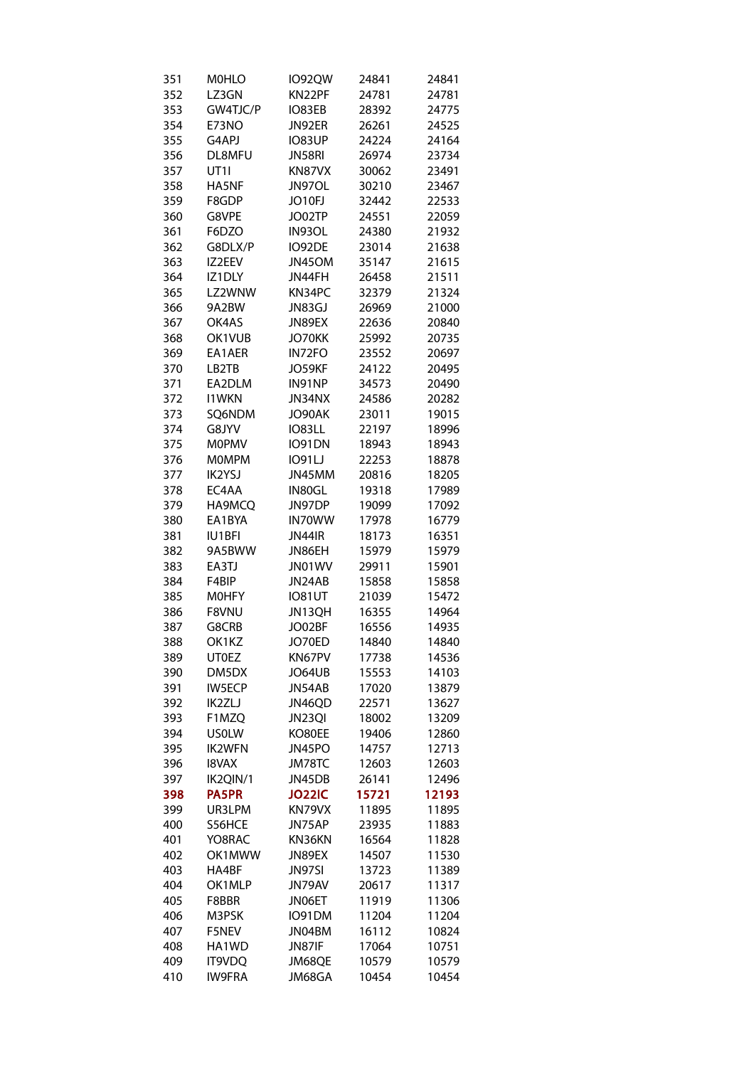| | | | | |
|---|---|---|---|---|
| 351 | M0HLO | IO92QW | 24841 | 24841 |
| 352 | LZ3GN | KN22PF | 24781 | 24781 |
| 353 | GW4TJC/P | IO83EB | 28392 | 24775 |
| 354 | E73NO | JN92ER | 26261 | 24525 |
| 355 | G4APJ | IO83UP | 24224 | 24164 |
| 356 | DL8MFU | JN58RI | 26974 | 23734 |
| 357 | UT1I | KN87VX | 30062 | 23491 |
| 358 | HA5NF | JN97OL | 30210 | 23467 |
| 359 | F8GDP | JO10FJ | 32442 | 22533 |
| 360 | G8VPE | JO02TP | 24551 | 22059 |
| 361 | F6DZO | IN93OL | 24380 | 21932 |
| 362 | G8DLX/P | IO92DE | 23014 | 21638 |
| 363 | IZ2EEV | JN45OM | 35147 | 21615 |
| 364 | IZ1DLY | JN44FH | 26458 | 21511 |
| 365 | LZ2WNW | KN34PC | 32379 | 21324 |
| 366 | 9A2BW | JN83GJ | 26969 | 21000 |
| 367 | OK4AS | JN89EX | 22636 | 20840 |
| 368 | OK1VUB | JO70KK | 25992 | 20735 |
| 369 | EA1AER | IN72FO | 23552 | 20697 |
| 370 | LB2TB | JO59KF | 24122 | 20495 |
| 371 | EA2DLM | IN91NP | 34573 | 20490 |
| 372 | I1WKN | JN34NX | 24586 | 20282 |
| 373 | SQ6NDM | JO90AK | 23011 | 19015 |
| 374 | G8JYV | IO83LL | 22197 | 18996 |
| 375 | M0PMV | IO91DN | 18943 | 18943 |
| 376 | M0MPM | IO91LJ | 22253 | 18878 |
| 377 | IK2YSJ | JN45MM | 20816 | 18205 |
| 378 | EC4AA | IN80GL | 19318 | 17989 |
| 379 | HA9MCQ | JN97DP | 19099 | 17092 |
| 380 | EA1BYA | IN70WW | 17978 | 16779 |
| 381 | IU1BFI | JN44IR | 18173 | 16351 |
| 382 | 9A5BWW | JN86EH | 15979 | 15979 |
| 383 | EA3TJ | JN01WV | 29911 | 15901 |
| 384 | F4BIP | JN24AB | 15858 | 15858 |
| 385 | M0HFY | IO81UT | 21039 | 15472 |
| 386 | F8VNU | JN13QH | 16355 | 14964 |
| 387 | G8CRB | JO02BF | 16556 | 14935 |
| 388 | OK1KZ | JO70ED | 14840 | 14840 |
| 389 | UT0EZ | KN67PV | 17738 | 14536 |
| 390 | DM5DX | JO64UB | 15553 | 14103 |
| 391 | IW5ECP | JN54AB | 17020 | 13879 |
| 392 | IK2ZLJ | JN46QD | 22571 | 13627 |
| 393 | F1MZQ | JN23QI | 18002 | 13209 |
| 394 | US0LW | KO80EE | 19406 | 12860 |
| 395 | IK2WFN | JN45PO | 14757 | 12713 |
| 396 | I8VAX | JM78TC | 12603 | 12603 |
| 397 | IK2QIN/1 | JN45DB | 26141 | 12496 |
| **398** | **PA5PR** | **JO22IC** | **15721** | **12193** |
| 399 | UR3LPM | KN79VX | 11895 | 11895 |
| 400 | S56HCE | JN75AP | 23935 | 11883 |
| 401 | YO8RAC | KN36KN | 16564 | 11828 |
| 402 | OK1MWW | JN89EX | 14507 | 11530 |
| 403 | HA4BF | JN97SI | 13723 | 11389 |
| 404 | OK1MLP | JN79AV | 20617 | 11317 |
| 405 | F8BBR | JN06ET | 11919 | 11306 |
| 406 | M3PSK | IO91DM | 11204 | 11204 |
| 407 | F5NEV | JN04BM | 16112 | 10824 |
| 408 | HA1WD | JN87IF | 17064 | 10751 |
| 409 | IT9VDQ | JM68QE | 10579 | 10579 |
| 410 | IW9FRA | JM68GA | 10454 | 10454 |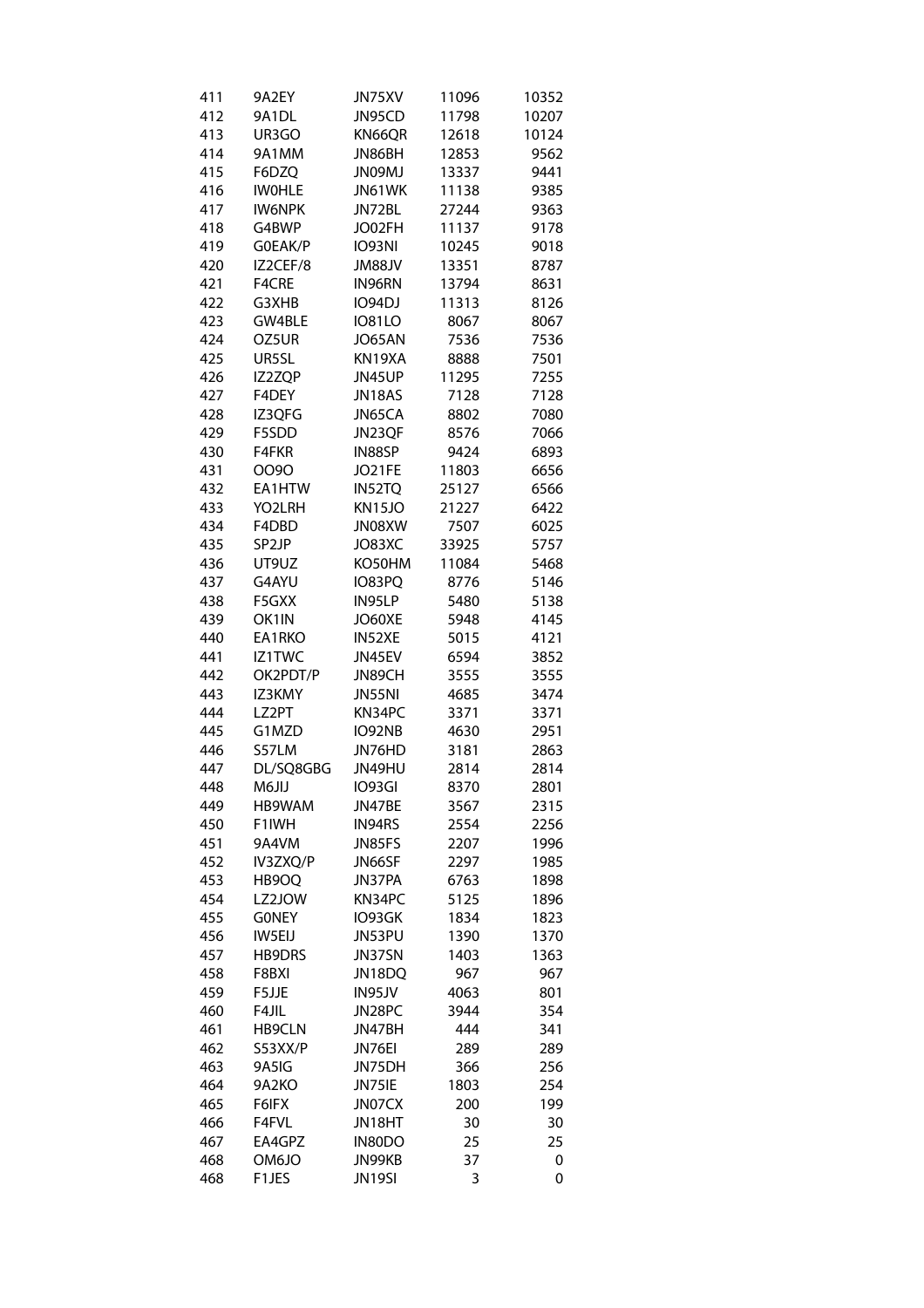| | | | | |
|---|---|---|---|---|
| 411 | 9A2EY | JN75XV | 11096 | 10352 |
| 412 | 9A1DL | JN95CD | 11798 | 10207 |
| 413 | UR3GO | KN66QR | 12618 | 10124 |
| 414 | 9A1MM | JN86BH | 12853 | 9562 |
| 415 | F6DZQ | JN09MJ | 13337 | 9441 |
| 416 | IW0HLE | JN61WK | 11138 | 9385 |
| 417 | IW6NPK | JN72BL | 27244 | 9363 |
| 418 | G4BWP | JO02FH | 11137 | 9178 |
| 419 | G0EAK/P | IO93NI | 10245 | 9018 |
| 420 | IZ2CEF/8 | JM88JV | 13351 | 8787 |
| 421 | F4CRE | IN96RN | 13794 | 8631 |
| 422 | G3XHB | IO94DJ | 11313 | 8126 |
| 423 | GW4BLE | IO81LO | 8067 | 8067 |
| 424 | OZ5UR | JO65AN | 7536 | 7536 |
| 425 | UR5SL | KN19XA | 8888 | 7501 |
| 426 | IZ2ZQP | JN45UP | 11295 | 7255 |
| 427 | F4DEY | JN18AS | 7128 | 7128 |
| 428 | IZ3QFG | JN65CA | 8802 | 7080 |
| 429 | F5SDD | JN23QF | 8576 | 7066 |
| 430 | F4FKR | IN88SP | 9424 | 6893 |
| 431 | OO9O | JO21FE | 11803 | 6656 |
| 432 | EA1HTW | IN52TQ | 25127 | 6566 |
| 433 | YO2LRH | KN15JO | 21227 | 6422 |
| 434 | F4DBD | JN08XW | 7507 | 6025 |
| 435 | SP2JP | JO83XC | 33925 | 5757 |
| 436 | UT9UZ | KO50HM | 11084 | 5468 |
| 437 | G4AYU | IO83PQ | 8776 | 5146 |
| 438 | F5GXX | IN95LP | 5480 | 5138 |
| 439 | OK1IN | JO60XE | 5948 | 4145 |
| 440 | EA1RKO | IN52XE | 5015 | 4121 |
| 441 | IZ1TWC | JN45EV | 6594 | 3852 |
| 442 | OK2PDT/P | JN89CH | 3555 | 3555 |
| 443 | IZ3KMY | JN55NI | 4685 | 3474 |
| 444 | LZ2PT | KN34PC | 3371 | 3371 |
| 445 | G1MZD | IO92NB | 4630 | 2951 |
| 446 | S57LM | JN76HD | 3181 | 2863 |
| 447 | DL/SQ8GBG | JN49HU | 2814 | 2814 |
| 448 | M6JIJ | IO93GI | 8370 | 2801 |
| 449 | HB9WAM | JN47BE | 3567 | 2315 |
| 450 | F1IWH | IN94RS | 2554 | 2256 |
| 451 | 9A4VM | JN85FS | 2207 | 1996 |
| 452 | IV3ZXQ/P | JN66SF | 2297 | 1985 |
| 453 | HB9OQ | JN37PA | 6763 | 1898 |
| 454 | LZ2JOW | KN34PC | 5125 | 1896 |
| 455 | G0NEY | IO93GK | 1834 | 1823 |
| 456 | IW5EIJ | JN53PU | 1390 | 1370 |
| 457 | HB9DRS | JN37SN | 1403 | 1363 |
| 458 | F8BXI | JN18DQ | 967 | 967 |
| 459 | F5JJE | IN95JV | 4063 | 801 |
| 460 | F4JIL | JN28PC | 3944 | 354 |
| 461 | HB9CLN | JN47BH | 444 | 341 |
| 462 | S53XX/P | JN76EI | 289 | 289 |
| 463 | 9A5IG | JN75DH | 366 | 256 |
| 464 | 9A2KO | JN75IE | 1803 | 254 |
| 465 | F6IFX | JN07CX | 200 | 199 |
| 466 | F4FVL | JN18HT | 30 | 30 |
| 467 | EA4GPZ | IN80DO | 25 | 25 |
| 468 | OM6JO | JN99KB | 37 | 0 |
| 468 | F1JES | JN19SI | 3 | 0 |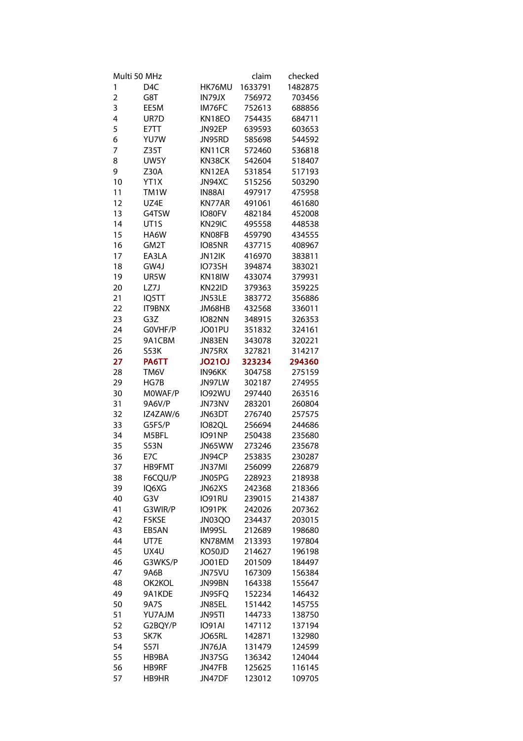| Multi 50 MHz | | | claim | checked |
|---|---|---|---|---|
| 1 | D4C | HK76MU | 1633791 | 1482875 |
| 2 | G8T | IN79JX | 756972 | 703456 |
| 3 | EE5M | IM76FC | 752613 | 688856 |
| 4 | UR7D | KN18EO | 754435 | 684711 |
| 5 | E7TT | JN92EP | 639593 | 603653 |
| 6 | YU7W | JN95RD | 585698 | 544592 |
| 7 | Z35T | KN11CR | 572460 | 536818 |
| 8 | UW5Y | KN38CK | 542604 | 518407 |
| 9 | Z30A | KN12EA | 531854 | 517193 |
| 10 | YT1X | JN94XC | 515256 | 503290 |
| 11 | TM1W | IN88AI | 497917 | 475958 |
| 12 | UZ4E | KN77AR | 491061 | 461680 |
| 13 | G4TSW | IO80FV | 482184 | 452008 |
| 14 | UT1S | KN29IC | 495558 | 448538 |
| 15 | HA6W | KN08FB | 459790 | 434555 |
| 16 | GM2T | IO85NR | 437715 | 408967 |
| 17 | EA3LA | JN12IK | 416970 | 383811 |
| 18 | GW4J | IO73SH | 394874 | 383021 |
| 19 | UR5W | KN18IW | 433074 | 379931 |
| 20 | LZ7J | KN22ID | 379363 | 359225 |
| 21 | IQ5TT | JN53LE | 383772 | 356886 |
| 22 | IT9BNX | JM68HB | 432568 | 336011 |
| 23 | G3Z | IO82NN | 348915 | 326353 |
| 24 | G0VHF/P | JO01PU | 351832 | 324161 |
| 25 | 9A1CBM | JN83EN | 343078 | 320221 |
| 26 | S53K | JN75RX | 327821 | 314217 |
| **27** | **PA6TT** | **JO21OJ** | **323234** | **294360** |
| 28 | TM6V | IN96KK | 304758 | 275159 |
| 29 | HG7B | JN97LW | 302187 | 274955 |
| 30 | M0WAF/P | IO92WU | 297440 | 263516 |
| 31 | 9A6V/P | JN73NV | 283201 | 260804 |
| 32 | IZ4ZAW/6 | JN63DT | 276740 | 257575 |
| 33 | G5FS/P | IO82QL | 256694 | 244686 |
| 34 | M5BFL | IO91NP | 250438 | 235680 |
| 35 | S53N | JN65WW | 273246 | 235678 |
| 36 | E7C | JN94CP | 253835 | 230287 |
| 37 | HB9FMT | JN37MI | 256099 | 226879 |
| 38 | F6CQU/P | JN05PG | 228923 | 218938 |
| 39 | IQ6XG | JN62XS | 242368 | 218366 |
| 40 | G3V | IO91RU | 239015 | 214387 |
| 41 | G3WIR/P | IO91PK | 242026 | 207362 |
| 42 | F5KSE | JN03QO | 234437 | 203015 |
| 43 | EB5AN | IM99SL | 212689 | 198680 |
| 44 | UT7E | KN78MM | 213393 | 197804 |
| 45 | UX4U | KO50JD | 214627 | 196198 |
| 46 | G3WKS/P | JO01ED | 201509 | 184497 |
| 47 | 9A6B | JN75VU | 167309 | 156384 |
| 48 | OK2KOL | JN99BN | 164338 | 155647 |
| 49 | 9A1KDE | JN95FQ | 152234 | 146432 |
| 50 | 9A7S | JN85EL | 151442 | 145755 |
| 51 | YU7AJM | JN95TI | 144733 | 138750 |
| 52 | G2BQY/P | IO91AI | 147112 | 137194 |
| 53 | SK7K | JO65RL | 142871 | 132980 |
| 54 | S57I | JN76JA | 131479 | 124599 |
| 55 | HB9BA | JN37SG | 136342 | 124044 |
| 56 | HB9RF | JN47FB | 125625 | 116145 |
| 57 | HB9HR | JN47DF | 123012 | 109705 |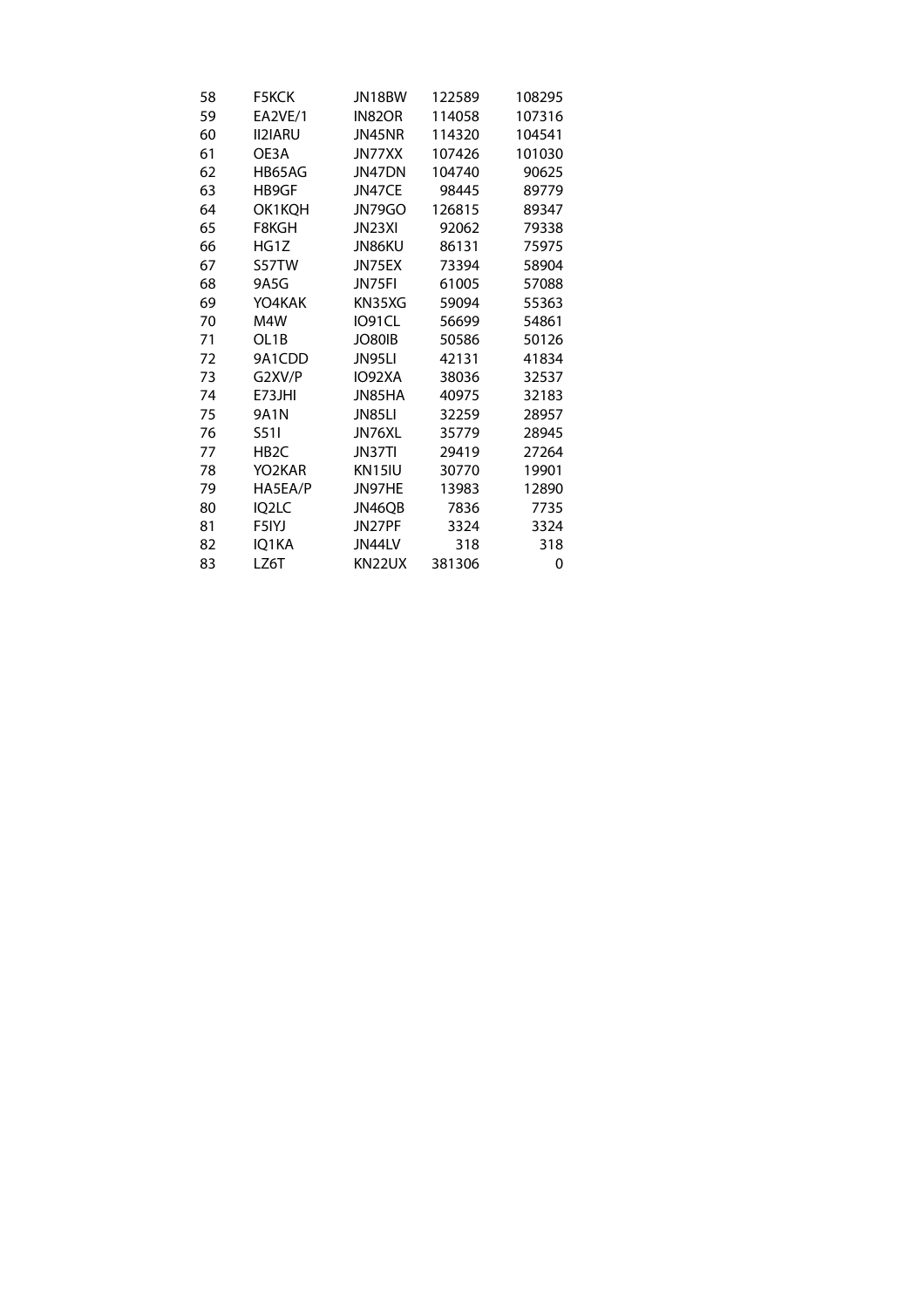| | | | | |
|---|---|---|---|---|
| 58 | F5KCK | JN18BW | 122589 | 108295 |
| 59 | EA2VE/1 | IN82OR | 114058 | 107316 |
| 60 | II2IARU | JN45NR | 114320 | 104541 |
| 61 | OE3A | JN77XX | 107426 | 101030 |
| 62 | HB65AG | JN47DN | 104740 | 90625 |
| 63 | HB9GF | JN47CE | 98445 | 89779 |
| 64 | OK1KQH | JN79GO | 126815 | 89347 |
| 65 | F8KGH | JN23XI | 92062 | 79338 |
| 66 | HG1Z | JN86KU | 86131 | 75975 |
| 67 | S57TW | JN75EX | 73394 | 58904 |
| 68 | 9A5G | JN75FI | 61005 | 57088 |
| 69 | YO4KAK | KN35XG | 59094 | 55363 |
| 70 | M4W | IO91CL | 56699 | 54861 |
| 71 | OL1B | JO80IB | 50586 | 50126 |
| 72 | 9A1CDD | JN95LI | 42131 | 41834 |
| 73 | G2XV/P | IO92XA | 38036 | 32537 |
| 74 | E73JHI | JN85HA | 40975 | 32183 |
| 75 | 9A1N | JN85LI | 32259 | 28957 |
| 76 | S51I | JN76XL | 35779 | 28945 |
| 77 | HB2C | JN37TI | 29419 | 27264 |
| 78 | YO2KAR | KN15IU | 30770 | 19901 |
| 79 | HA5EA/P | JN97HE | 13983 | 12890 |
| 80 | IQ2LC | JN46QB | 7836 | 7735 |
| 81 | F5IYJ | JN27PF | 3324 | 3324 |
| 82 | IQ1KA | JN44LV | 318 | 318 |
| 83 | LZ6T | KN22UX | 381306 | 0 |